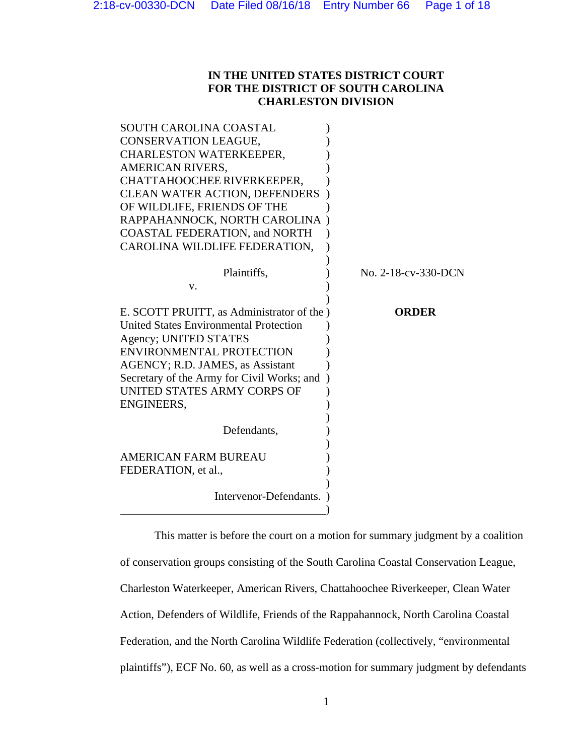**IN THE UNITED STATES DISTRICT COURT**
**FOR THE DISTRICT OF SOUTH CAROLINA**
**CHARLESTON DIVISION**

| | |
|---|---|
| SOUTH CAROLINA COASTAL CONSERVATION LEAGUE, CHARLESTON WATERKEEPER, AMERICAN RIVERS, CHATTAHOOCHEE RIVERKEEPER, CLEAN WATER ACTION, DEFENDERS OF WILDLIFE, FRIENDS OF THE RAPPAHANNOCK, NORTH CAROLINA COASTAL FEDERATION, and NORTH CAROLINA WILDLIFE FEDERATION, | |
| Plaintiffs, | No. 2-18-cv-330-DCN |
| v. | |
| E. SCOTT PRUITT, as Administrator of the United States Environmental Protection Agency; UNITED STATES ENVIRONMENTAL PROTECTION AGENCY; R.D. JAMES, as Assistant Secretary of the Army for Civil Works; and UNITED STATES ARMY CORPS OF ENGINEERS, | **ORDER** |
| Defendants, | |
| AMERICAN FARM BUREAU FEDERATION, et al., | |
| Intervenor-Defendants. | |

This matter is before the court on a motion for summary judgment by a coalition of conservation groups consisting of the South Carolina Coastal Conservation League, Charleston Waterkeeper, American Rivers, Chattahoochee Riverkeeper, Clean Water Action, Defenders of Wildlife, Friends of the Rappahannock, North Carolina Coastal Federation, and the North Carolina Wildlife Federation (collectively, "environmental plaintiffs"), ECF No. 60, as well as a cross-motion for summary judgment by defendants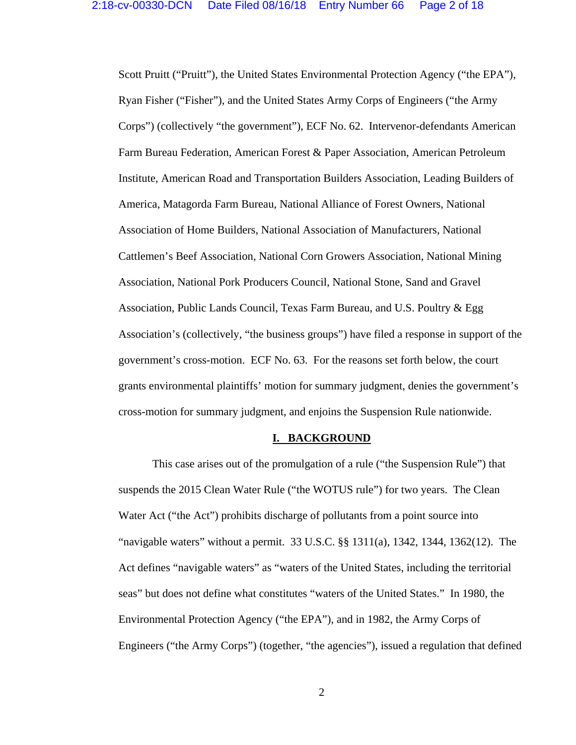Scott Pruitt ("Pruitt"), the United States Environmental Protection Agency ("the EPA"), Ryan Fisher ("Fisher"), and the United States Army Corps of Engineers ("the Army Corps") (collectively "the government"), ECF No. 62. Intervenor-defendants American Farm Bureau Federation, American Forest & Paper Association, American Petroleum Institute, American Road and Transportation Builders Association, Leading Builders of America, Matagorda Farm Bureau, National Alliance of Forest Owners, National Association of Home Builders, National Association of Manufacturers, National Cattlemen's Beef Association, National Corn Growers Association, National Mining Association, National Pork Producers Council, National Stone, Sand and Gravel Association, Public Lands Council, Texas Farm Bureau, and U.S. Poultry & Egg Association's (collectively, "the business groups") have filed a response in support of the government's cross-motion. ECF No. 63. For the reasons set forth below, the court grants environmental plaintiffs' motion for summary judgment, denies the government's cross-motion for summary judgment, and enjoins the Suspension Rule nationwide.

## I. BACKGROUND

This case arises out of the promulgation of a rule ("the Suspension Rule") that suspends the 2015 Clean Water Rule ("the WOTUS rule") for two years. The Clean Water Act ("the Act") prohibits discharge of pollutants from a point source into "navigable waters" without a permit. 33 U.S.C. §§ 1311(a), 1342, 1344, 1362(12). The Act defines "navigable waters" as "waters of the United States, including the territorial seas" but does not define what constitutes "waters of the United States." In 1980, the Environmental Protection Agency ("the EPA"), and in 1982, the Army Corps of Engineers ("the Army Corps") (together, "the agencies"), issued a regulation that defined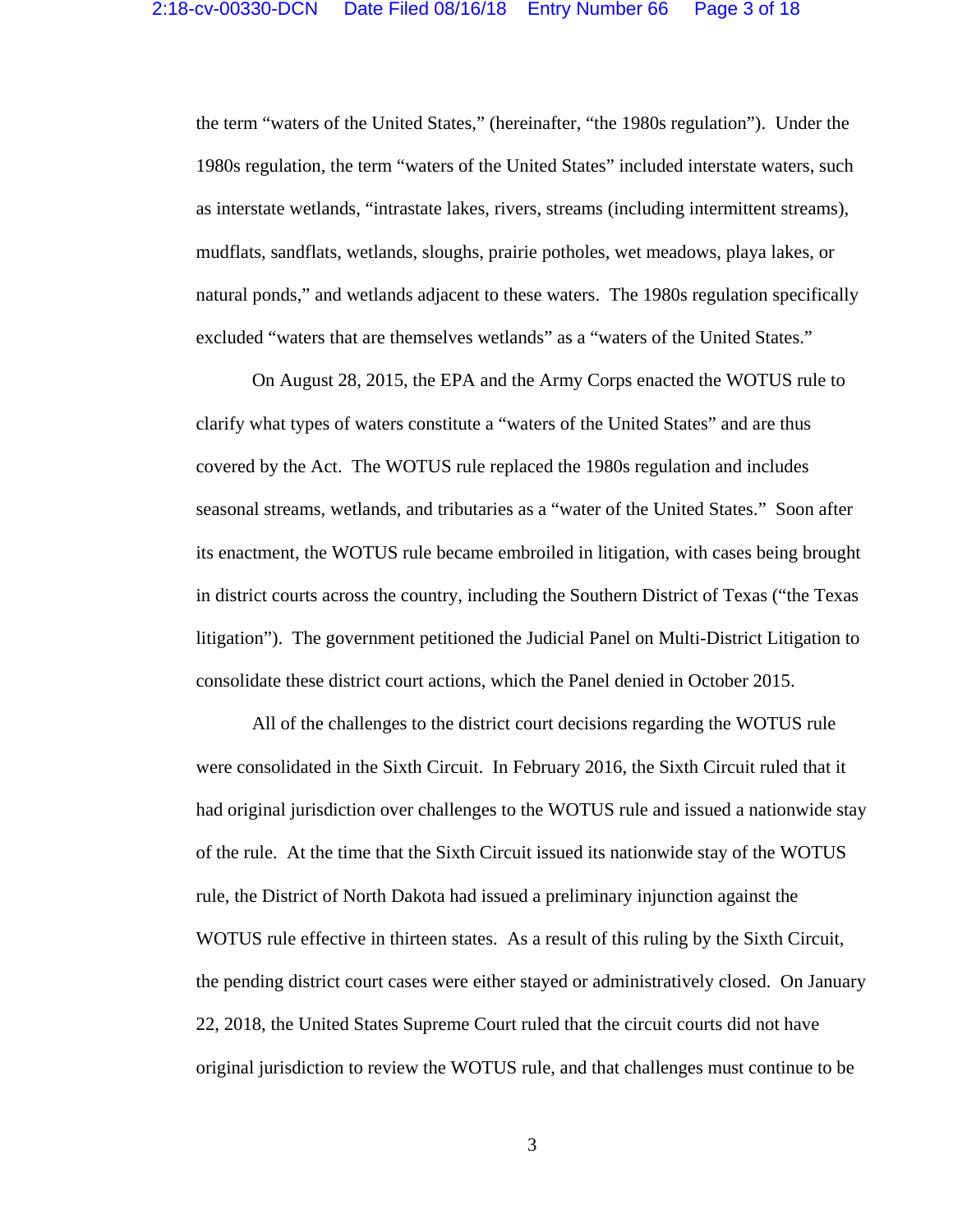the term “waters of the United States,” (hereinafter, “the 1980s regulation”). Under the 1980s regulation, the term “waters of the United States” included interstate waters, such as interstate wetlands, “intrastate lakes, rivers, streams (including intermittent streams), mudflats, sandflats, wetlands, sloughs, prairie potholes, wet meadows, playa lakes, or natural ponds,” and wetlands adjacent to these waters. The 1980s regulation specifically excluded “waters that are themselves wetlands” as a “waters of the United States.”

On August 28, 2015, the EPA and the Army Corps enacted the WOTUS rule to clarify what types of waters constitute a “waters of the United States” and are thus covered by the Act. The WOTUS rule replaced the 1980s regulation and includes seasonal streams, wetlands, and tributaries as a “water of the United States.” Soon after its enactment, the WOTUS rule became embroiled in litigation, with cases being brought in district courts across the country, including the Southern District of Texas (“the Texas litigation”). The government petitioned the Judicial Panel on Multi-District Litigation to consolidate these district court actions, which the Panel denied in October 2015.

All of the challenges to the district court decisions regarding the WOTUS rule were consolidated in the Sixth Circuit. In February 2016, the Sixth Circuit ruled that it had original jurisdiction over challenges to the WOTUS rule and issued a nationwide stay of the rule. At the time that the Sixth Circuit issued its nationwide stay of the WOTUS rule, the District of North Dakota had issued a preliminary injunction against the WOTUS rule effective in thirteen states. As a result of this ruling by the Sixth Circuit, the pending district court cases were either stayed or administratively closed. On January 22, 2018, the United States Supreme Court ruled that the circuit courts did not have original jurisdiction to review the WOTUS rule, and that challenges must continue to be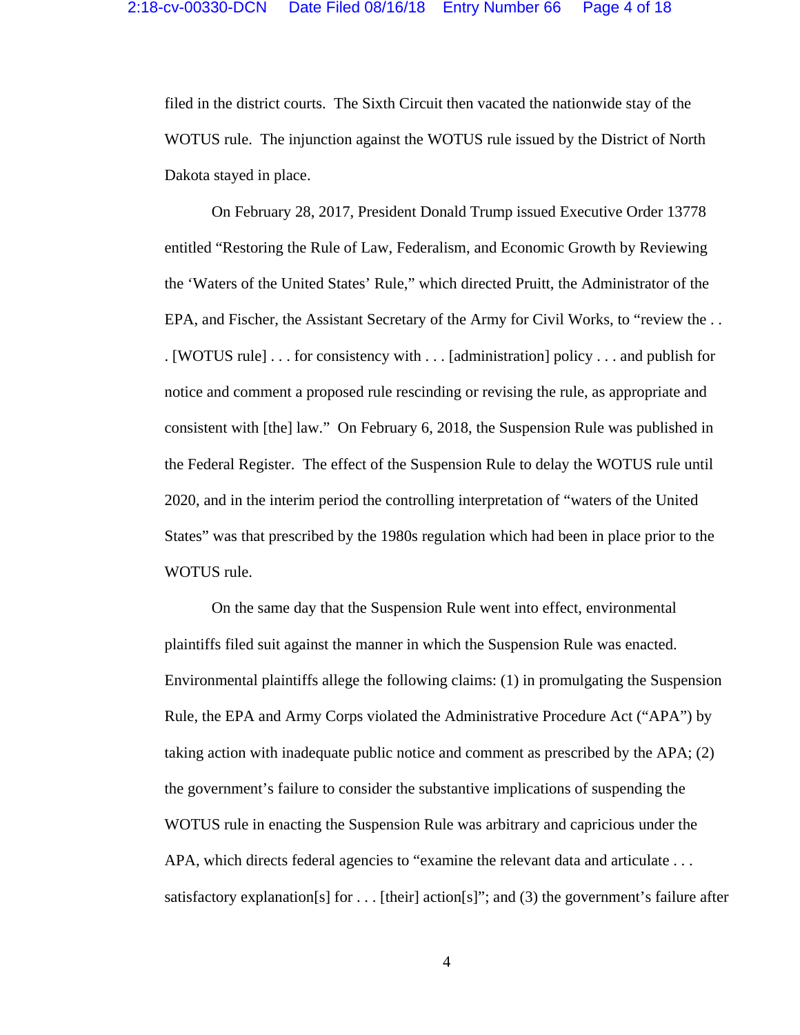filed in the district courts. The Sixth Circuit then vacated the nationwide stay of the WOTUS rule. The injunction against the WOTUS rule issued by the District of North Dakota stayed in place.

On February 28, 2017, President Donald Trump issued Executive Order 13778 entitled "Restoring the Rule of Law, Federalism, and Economic Growth by Reviewing the 'Waters of the United States' Rule," which directed Pruitt, the Administrator of the EPA, and Fischer, the Assistant Secretary of the Army for Civil Works, to "review the . . . [WOTUS rule] . . . for consistency with . . . [administration] policy . . . and publish for notice and comment a proposed rule rescinding or revising the rule, as appropriate and consistent with [the] law." On February 6, 2018, the Suspension Rule was published in the Federal Register. The effect of the Suspension Rule to delay the WOTUS rule until 2020, and in the interim period the controlling interpretation of "waters of the United States" was that prescribed by the 1980s regulation which had been in place prior to the WOTUS rule.

On the same day that the Suspension Rule went into effect, environmental plaintiffs filed suit against the manner in which the Suspension Rule was enacted. Environmental plaintiffs allege the following claims: (1) in promulgating the Suspension Rule, the EPA and Army Corps violated the Administrative Procedure Act ("APA") by taking action with inadequate public notice and comment as prescribed by the APA; (2) the government's failure to consider the substantive implications of suspending the WOTUS rule in enacting the Suspension Rule was arbitrary and capricious under the APA, which directs federal agencies to "examine the relevant data and articulate . . . satisfactory explanation[s] for . . . [their] action[s]"; and (3) the government's failure after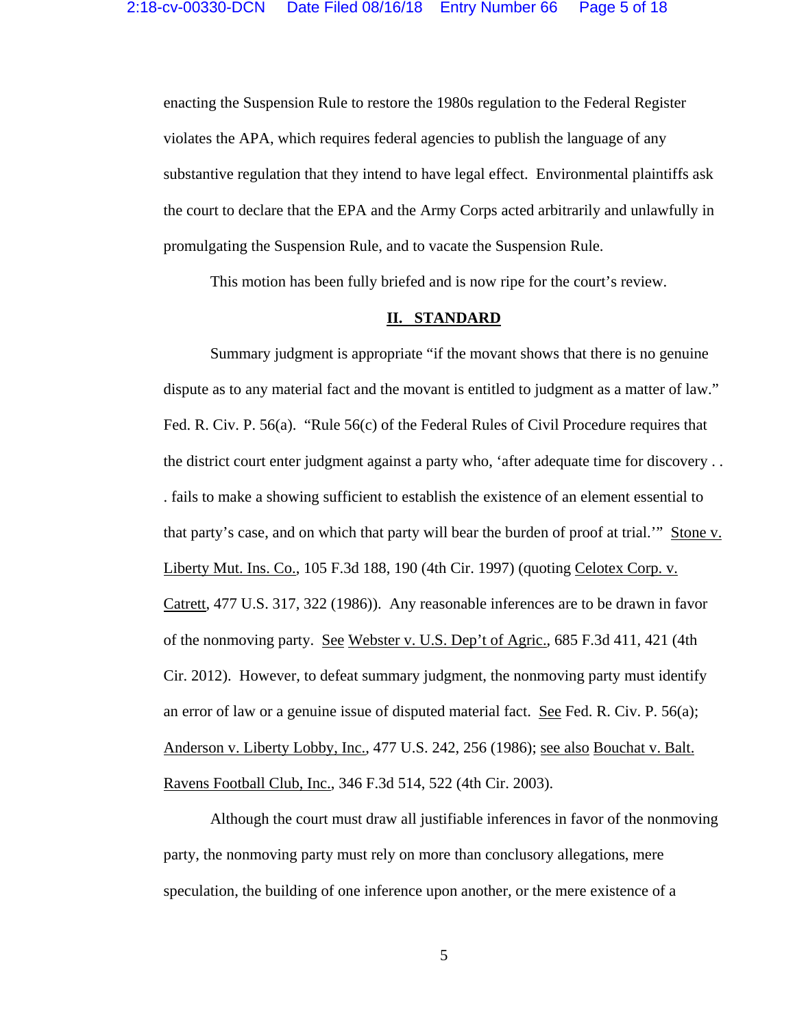enacting the Suspension Rule to restore the 1980s regulation to the Federal Register violates the APA, which requires federal agencies to publish the language of any substantive regulation that they intend to have legal effect. Environmental plaintiffs ask the court to declare that the EPA and the Army Corps acted arbitrarily and unlawfully in promulgating the Suspension Rule, and to vacate the Suspension Rule.

This motion has been fully briefed and is now ripe for the court's review.

## II. STANDARD

Summary judgment is appropriate "if the movant shows that there is no genuine dispute as to any material fact and the movant is entitled to judgment as a matter of law." Fed. R. Civ. P. 56(a). "Rule 56(c) of the Federal Rules of Civil Procedure requires that the district court enter judgment against a party who, 'after adequate time for discovery . . . fails to make a showing sufficient to establish the existence of an element essential to that party's case, and on which that party will bear the burden of proof at trial.'" Stone v. Liberty Mut. Ins. Co., 105 F.3d 188, 190 (4th Cir. 1997) (quoting Celotex Corp. v. Catrett, 477 U.S. 317, 322 (1986)). Any reasonable inferences are to be drawn in favor of the nonmoving party. See Webster v. U.S. Dep't of Agric., 685 F.3d 411, 421 (4th Cir. 2012). However, to defeat summary judgment, the nonmoving party must identify an error of law or a genuine issue of disputed material fact. See Fed. R. Civ. P. 56(a); Anderson v. Liberty Lobby, Inc., 477 U.S. 242, 256 (1986); see also Bouchat v. Balt. Ravens Football Club, Inc., 346 F.3d 514, 522 (4th Cir. 2003).

Although the court must draw all justifiable inferences in favor of the nonmoving party, the nonmoving party must rely on more than conclusory allegations, mere speculation, the building of one inference upon another, or the mere existence of a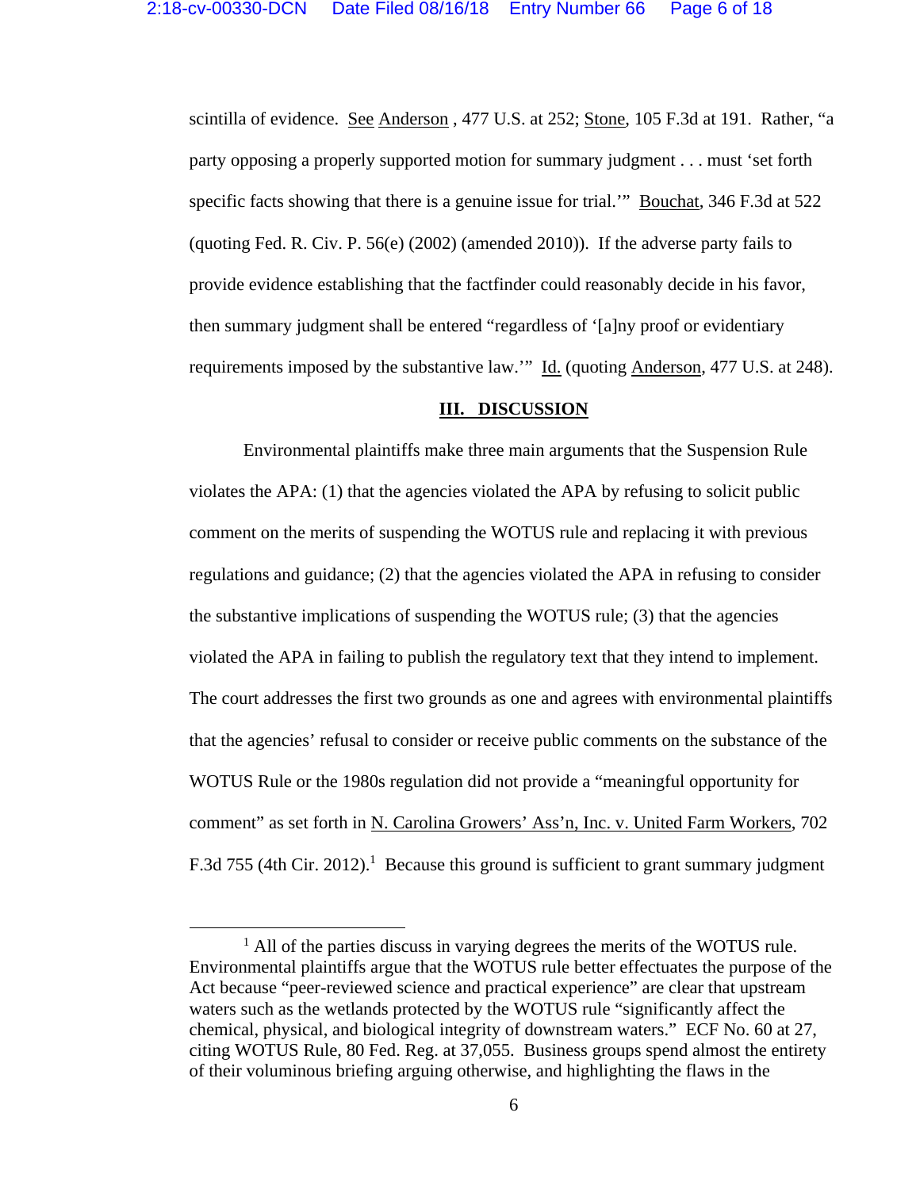scintilla of evidence. See Anderson , 477 U.S. at 252; Stone, 105 F.3d at 191. Rather, "a party opposing a properly supported motion for summary judgment . . . must 'set forth specific facts showing that there is a genuine issue for trial.'" Bouchat, 346 F.3d at 522 (quoting Fed. R. Civ. P. 56(e) (2002) (amended 2010)). If the adverse party fails to provide evidence establishing that the factfinder could reasonably decide in his favor, then summary judgment shall be entered "regardless of '[a]ny proof or evidentiary requirements imposed by the substantive law.'" Id. (quoting Anderson, 477 U.S. at 248).

## III. DISCUSSION

Environmental plaintiffs make three main arguments that the Suspension Rule violates the APA: (1) that the agencies violated the APA by refusing to solicit public comment on the merits of suspending the WOTUS rule and replacing it with previous regulations and guidance; (2) that the agencies violated the APA in refusing to consider the substantive implications of suspending the WOTUS rule; (3) that the agencies violated the APA in failing to publish the regulatory text that they intend to implement. The court addresses the first two grounds as one and agrees with environmental plaintiffs that the agencies' refusal to consider or receive public comments on the substance of the WOTUS Rule or the 1980s regulation did not provide a "meaningful opportunity for comment" as set forth in N. Carolina Growers' Ass'n, Inc. v. United Farm Workers, 702 F.3d 755 (4th Cir. 2012).[1] Because this ground is sufficient to grant summary judgment

---

[1] All of the parties discuss in varying degrees the merits of the WOTUS rule. Environmental plaintiffs argue that the WOTUS rule better effectuates the purpose of the Act because "peer-reviewed science and practical experience" are clear that upstream waters such as the wetlands protected by the WOTUS rule "significantly affect the chemical, physical, and biological integrity of downstream waters." ECF No. 60 at 27, citing WOTUS Rule, 80 Fed. Reg. at 37,055. Business groups spend almost the entirety of their voluminous briefing arguing otherwise, and highlighting the flaws in the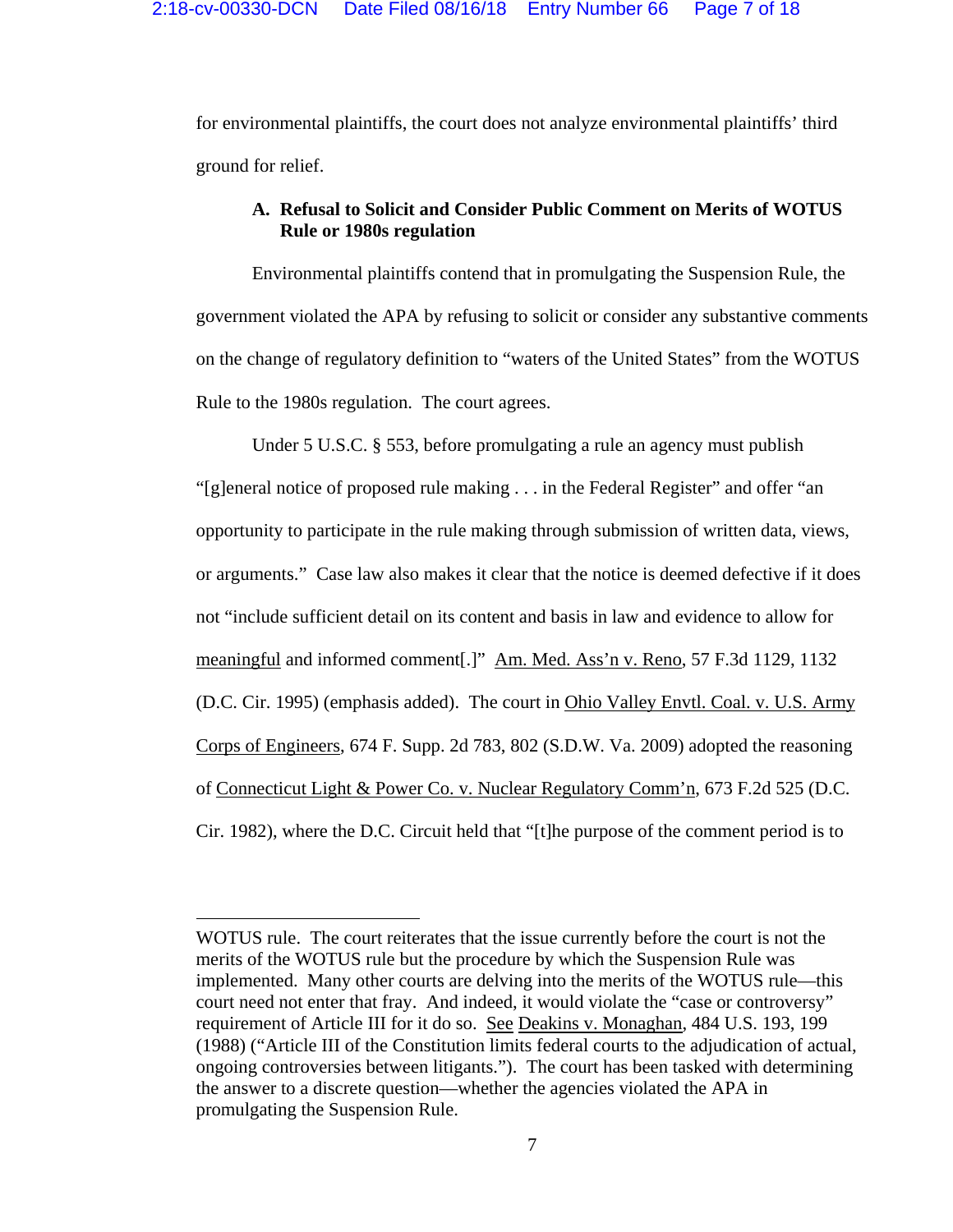for environmental plaintiffs, the court does not analyze environmental plaintiffs' third ground for relief.

### A. Refusal to Solicit and Consider Public Comment on Merits of WOTUS Rule or 1980s regulation

Environmental plaintiffs contend that in promulgating the Suspension Rule, the government violated the APA by refusing to solicit or consider any substantive comments on the change of regulatory definition to "waters of the United States" from the WOTUS Rule to the 1980s regulation. The court agrees.

Under 5 U.S.C. § 553, before promulgating a rule an agency must publish "[g]eneral notice of proposed rule making . . . in the Federal Register" and offer "an opportunity to participate in the rule making through submission of written data, views, or arguments." Case law also makes it clear that the notice is deemed defective if it does not "include sufficient detail on its content and basis in law and evidence to allow for meaningful and informed comment[.]" Am. Med. Ass'n v. Reno, 57 F.3d 1129, 1132 (D.C. Cir. 1995) (emphasis added). The court in Ohio Valley Envtl. Coal. v. U.S. Army Corps of Engineers, 674 F. Supp. 2d 783, 802 (S.D.W. Va. 2009) adopted the reasoning of Connecticut Light & Power Co. v. Nuclear Regulatory Comm'n, 673 F.2d 525 (D.C. Cir. 1982), where the D.C. Circuit held that "[t]he purpose of the comment period is to

---

WOTUS rule. The court reiterates that the issue currently before the court is not the merits of the WOTUS rule but the procedure by which the Suspension Rule was implemented. Many other courts are delving into the merits of the WOTUS rule—this court need not enter that fray. And indeed, it would violate the "case or controversy" requirement of Article III for it do so. See Deakins v. Monaghan, 484 U.S. 193, 199 (1988) ("Article III of the Constitution limits federal courts to the adjudication of actual, ongoing controversies between litigants."). The court has been tasked with determining the answer to a discrete question—whether the agencies violated the APA in promulgating the Suspension Rule.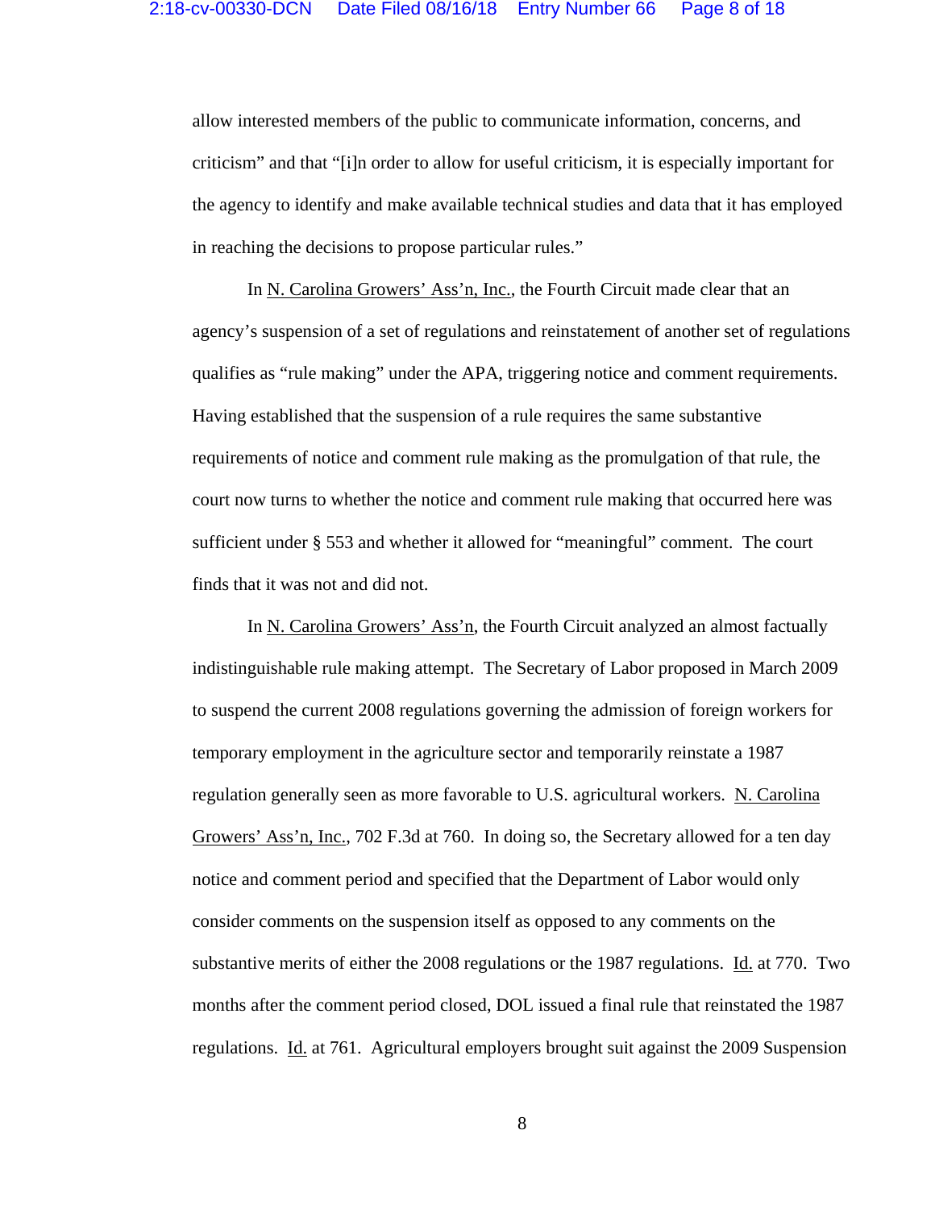allow interested members of the public to communicate information, concerns, and criticism" and that "[i]n order to allow for useful criticism, it is especially important for the agency to identify and make available technical studies and data that it has employed in reaching the decisions to propose particular rules."

In N. Carolina Growers' Ass'n, Inc., the Fourth Circuit made clear that an agency's suspension of a set of regulations and reinstatement of another set of regulations qualifies as "rule making" under the APA, triggering notice and comment requirements. Having established that the suspension of a rule requires the same substantive requirements of notice and comment rule making as the promulgation of that rule, the court now turns to whether the notice and comment rule making that occurred here was sufficient under § 553 and whether it allowed for "meaningful" comment. The court finds that it was not and did not.

In N. Carolina Growers' Ass'n, the Fourth Circuit analyzed an almost factually indistinguishable rule making attempt. The Secretary of Labor proposed in March 2009 to suspend the current 2008 regulations governing the admission of foreign workers for temporary employment in the agriculture sector and temporarily reinstate a 1987 regulation generally seen as more favorable to U.S. agricultural workers. N. Carolina Growers' Ass'n, Inc., 702 F.3d at 760. In doing so, the Secretary allowed for a ten day notice and comment period and specified that the Department of Labor would only consider comments on the suspension itself as opposed to any comments on the substantive merits of either the 2008 regulations or the 1987 regulations. Id. at 770. Two months after the comment period closed, DOL issued a final rule that reinstated the 1987 regulations. Id. at 761. Agricultural employers brought suit against the 2009 Suspension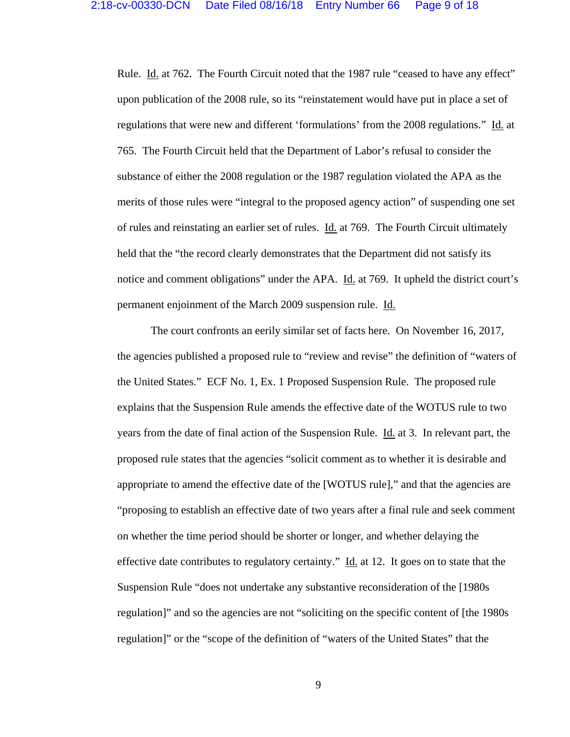Rule. Id. at 762. The Fourth Circuit noted that the 1987 rule "ceased to have any effect" upon publication of the 2008 rule, so its "reinstatement would have put in place a set of regulations that were new and different 'formulations' from the 2008 regulations." Id. at 765. The Fourth Circuit held that the Department of Labor's refusal to consider the substance of either the 2008 regulation or the 1987 regulation violated the APA as the merits of those rules were "integral to the proposed agency action" of suspending one set of rules and reinstating an earlier set of rules. Id. at 769. The Fourth Circuit ultimately held that the "the record clearly demonstrates that the Department did not satisfy its notice and comment obligations" under the APA. Id. at 769. It upheld the district court's permanent enjoinment of the March 2009 suspension rule. Id.

The court confronts an eerily similar set of facts here. On November 16, 2017, the agencies published a proposed rule to "review and revise" the definition of "waters of the United States." ECF No. 1, Ex. 1 Proposed Suspension Rule. The proposed rule explains that the Suspension Rule amends the effective date of the WOTUS rule to two years from the date of final action of the Suspension Rule. Id. at 3. In relevant part, the proposed rule states that the agencies "solicit comment as to whether it is desirable and appropriate to amend the effective date of the [WOTUS rule]," and that the agencies are "proposing to establish an effective date of two years after a final rule and seek comment on whether the time period should be shorter or longer, and whether delaying the effective date contributes to regulatory certainty." Id. at 12. It goes on to state that the Suspension Rule "does not undertake any substantive reconsideration of the [1980s regulation]" and so the agencies are not "soliciting on the specific content of [the 1980s regulation]" or the "scope of the definition of "waters of the United States" that the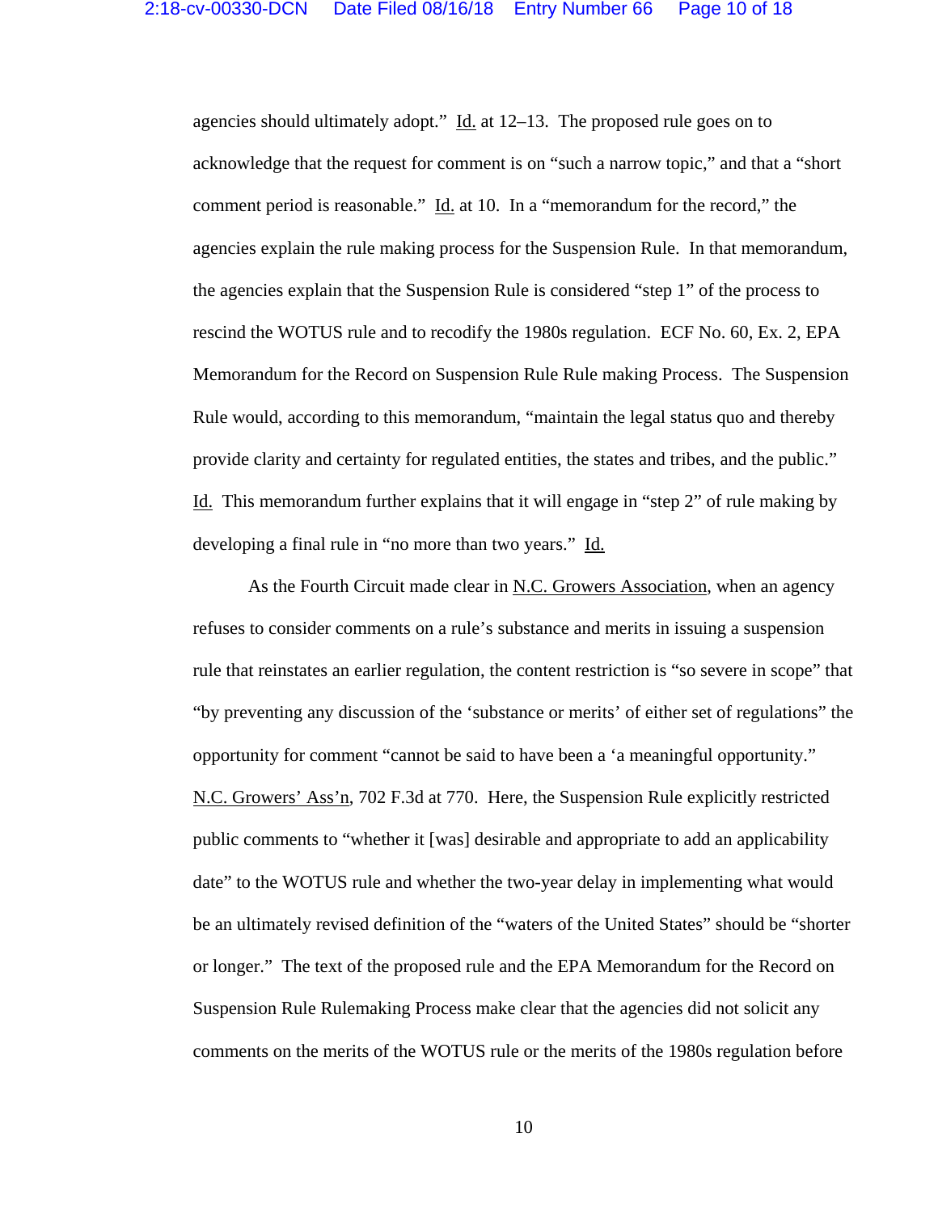agencies should ultimately adopt." Id. at 12–13. The proposed rule goes on to acknowledge that the request for comment is on "such a narrow topic," and that a "short comment period is reasonable." Id. at 10. In a "memorandum for the record," the agencies explain the rule making process for the Suspension Rule. In that memorandum, the agencies explain that the Suspension Rule is considered "step 1" of the process to rescind the WOTUS rule and to recodify the 1980s regulation. ECF No. 60, Ex. 2, EPA Memorandum for the Record on Suspension Rule Rule making Process. The Suspension Rule would, according to this memorandum, "maintain the legal status quo and thereby provide clarity and certainty for regulated entities, the states and tribes, and the public." Id. This memorandum further explains that it will engage in "step 2" of rule making by developing a final rule in "no more than two years." Id.

As the Fourth Circuit made clear in N.C. Growers Association, when an agency refuses to consider comments on a rule's substance and merits in issuing a suspension rule that reinstates an earlier regulation, the content restriction is "so severe in scope" that "by preventing any discussion of the 'substance or merits' of either set of regulations" the opportunity for comment "cannot be said to have been a 'a meaningful opportunity." N.C. Growers' Ass'n, 702 F.3d at 770. Here, the Suspension Rule explicitly restricted public comments to "whether it [was] desirable and appropriate to add an applicability date" to the WOTUS rule and whether the two-year delay in implementing what would be an ultimately revised definition of the "waters of the United States" should be "shorter or longer." The text of the proposed rule and the EPA Memorandum for the Record on Suspension Rule Rulemaking Process make clear that the agencies did not solicit any comments on the merits of the WOTUS rule or the merits of the 1980s regulation before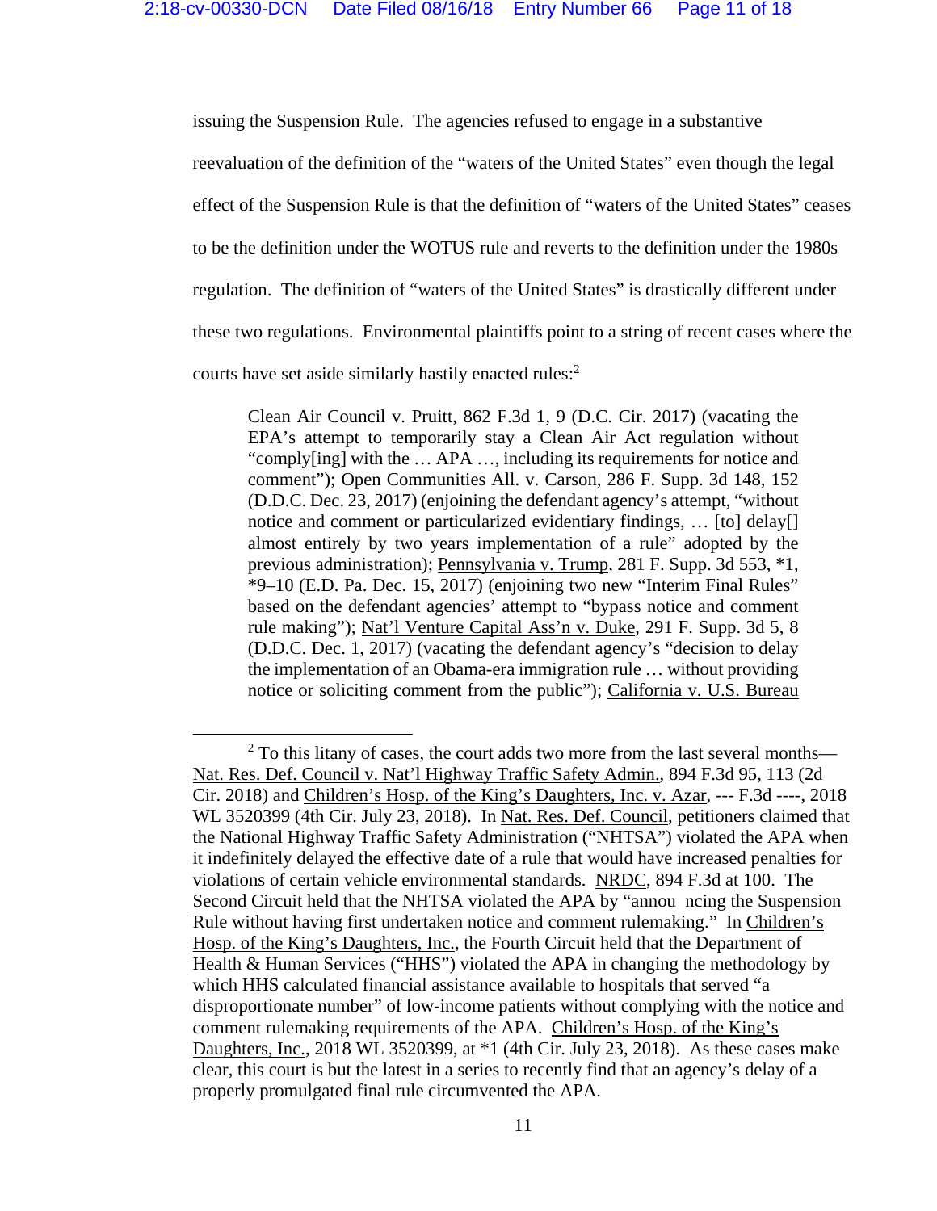issuing the Suspension Rule. The agencies refused to engage in a substantive reevaluation of the definition of the "waters of the United States" even though the legal effect of the Suspension Rule is that the definition of "waters of the United States" ceases to be the definition under the WOTUS rule and reverts to the definition under the 1980s regulation. The definition of "waters of the United States" is drastically different under these two regulations. Environmental plaintiffs point to a string of recent cases where the courts have set aside similarly hastily enacted rules:[2]

> Clean Air Council v. Pruitt, 862 F.3d 1, 9 (D.C. Cir. 2017) (vacating the EPA's attempt to temporarily stay a Clean Air Act regulation without "comply[ing] with the … APA …, including its requirements for notice and comment"); Open Communities All. v. Carson, 286 F. Supp. 3d 148, 152 (D.D.C. Dec. 23, 2017) (enjoining the defendant agency's attempt, "without notice and comment or particularized evidentiary findings, … [to] delay[] almost entirely by two years implementation of a rule" adopted by the previous administration); Pennsylvania v. Trump, 281 F. Supp. 3d 553, *1, *9–10 (E.D. Pa. Dec. 15, 2017) (enjoining two new "Interim Final Rules" based on the defendant agencies' attempt to "bypass notice and comment rule making"); Nat'l Venture Capital Ass'n v. Duke, 291 F. Supp. 3d 5, 8 (D.D.C. Dec. 1, 2017) (vacating the defendant agency's "decision to delay the implementation of an Obama-era immigration rule … without providing notice or soliciting comment from the public"); California v. U.S. Bureau

---

[2] To this litany of cases, the court adds two more from the last several months—Nat. Res. Def. Council v. Nat'l Highway Traffic Safety Admin., 894 F.3d 95, 113 (2d Cir. 2018) and Children's Hosp. of the King's Daughters, Inc. v. Azar, --- F.3d ----, 2018 WL 3520399 (4th Cir. July 23, 2018). In Nat. Res. Def. Council, petitioners claimed that the National Highway Traffic Safety Administration ("NHTSA") violated the APA when it indefinitely delayed the effective date of a rule that would have increased penalties for violations of certain vehicle environmental standards. NRDC, 894 F.3d at 100. The Second Circuit held that the NHTSA violated the APA by "announcing the Suspension Rule without having first undertaken notice and comment rulemaking." In Children's Hosp. of the King's Daughters, Inc., the Fourth Circuit held that the Department of Health & Human Services ("HHS") violated the APA in changing the methodology by which HHS calculated financial assistance available to hospitals that served "a disproportionate number" of low-income patients without complying with the notice and comment rulemaking requirements of the APA. Children's Hosp. of the King's Daughters, Inc., 2018 WL 3520399, at *1 (4th Cir. July 23, 2018). As these cases make clear, this court is but the latest in a series to recently find that an agency's delay of a properly promulgated final rule circumvented the APA.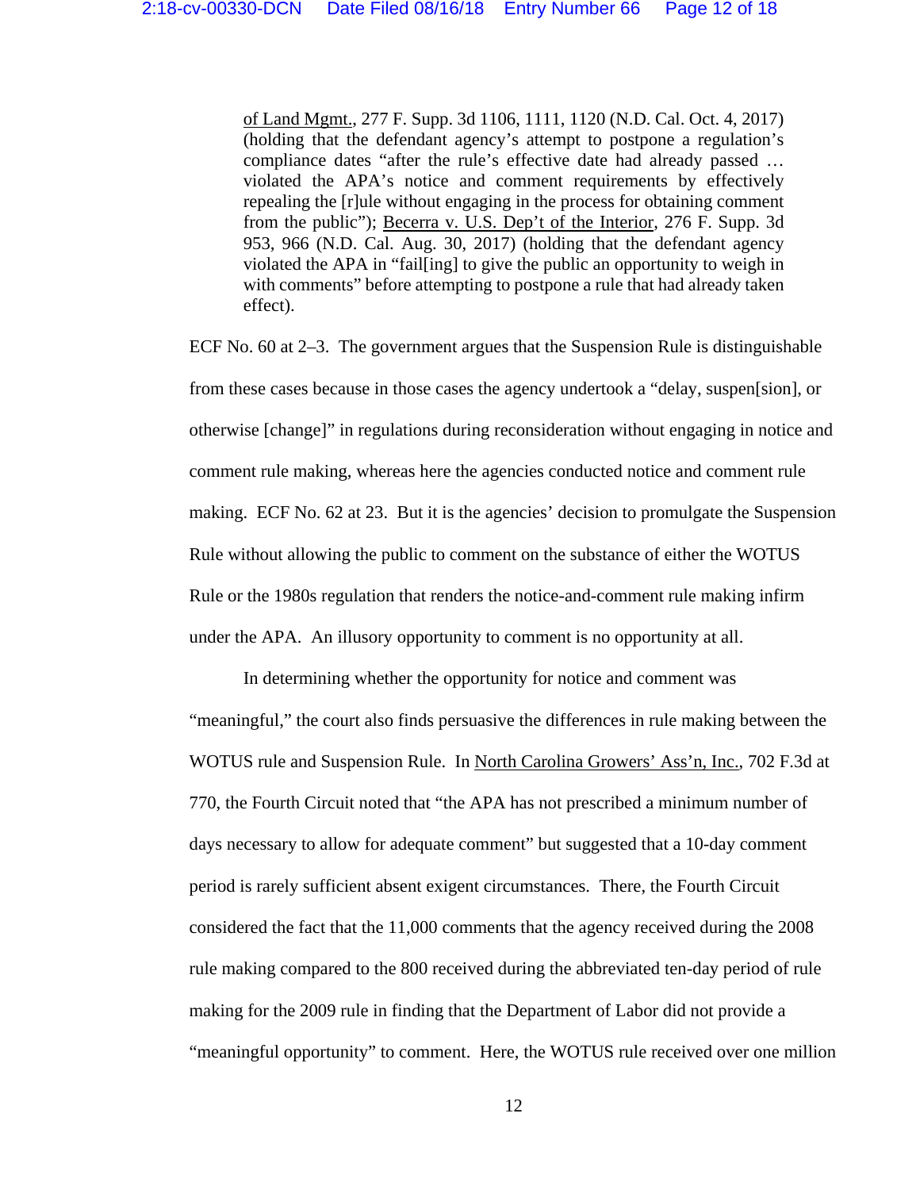> of Land Mgmt., 277 F. Supp. 3d 1106, 1111, 1120 (N.D. Cal. Oct. 4, 2017) (holding that the defendant agency's attempt to postpone a regulation's compliance dates "after the rule's effective date had already passed … violated the APA's notice and comment requirements by effectively repealing the [r]ule without engaging in the process for obtaining comment from the public"); Becerra v. U.S. Dep't of the Interior, 276 F. Supp. 3d 953, 966 (N.D. Cal. Aug. 30, 2017) (holding that the defendant agency violated the APA in "fail[ing] to give the public an opportunity to weigh in with comments" before attempting to postpone a rule that had already taken effect).

ECF No. 60 at 2–3. The government argues that the Suspension Rule is distinguishable from these cases because in those cases the agency undertook a "delay, suspen[sion], or otherwise [change]" in regulations during reconsideration without engaging in notice and comment rule making, whereas here the agencies conducted notice and comment rule making. ECF No. 62 at 23. But it is the agencies' decision to promulgate the Suspension Rule without allowing the public to comment on the substance of either the WOTUS Rule or the 1980s regulation that renders the notice-and-comment rule making infirm under the APA. An illusory opportunity to comment is no opportunity at all.

In determining whether the opportunity for notice and comment was "meaningful," the court also finds persuasive the differences in rule making between the WOTUS rule and Suspension Rule. In North Carolina Growers' Ass'n, Inc., 702 F.3d at 770, the Fourth Circuit noted that "the APA has not prescribed a minimum number of days necessary to allow for adequate comment" but suggested that a 10-day comment period is rarely sufficient absent exigent circumstances. There, the Fourth Circuit considered the fact that the 11,000 comments that the agency received during the 2008 rule making compared to the 800 received during the abbreviated ten-day period of rule making for the 2009 rule in finding that the Department of Labor did not provide a "meaningful opportunity" to comment. Here, the WOTUS rule received over one million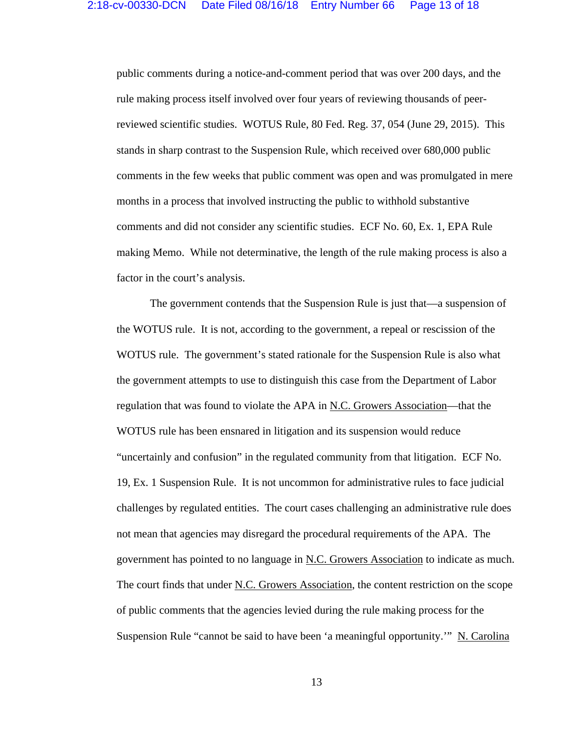public comments during a notice-and-comment period that was over 200 days, and the rule making process itself involved over four years of reviewing thousands of peer-reviewed scientific studies. WOTUS Rule, 80 Fed. Reg. 37, 054 (June 29, 2015). This stands in sharp contrast to the Suspension Rule, which received over 680,000 public comments in the few weeks that public comment was open and was promulgated in mere months in a process that involved instructing the public to withhold substantive comments and did not consider any scientific studies. ECF No. 60, Ex. 1, EPA Rule making Memo. While not determinative, the length of the rule making process is also a factor in the court's analysis.

The government contends that the Suspension Rule is just that—a suspension of the WOTUS rule. It is not, according to the government, a repeal or rescission of the WOTUS rule. The government's stated rationale for the Suspension Rule is also what the government attempts to use to distinguish this case from the Department of Labor regulation that was found to violate the APA in N.C. Growers Association—that the WOTUS rule has been ensnared in litigation and its suspension would reduce "uncertainly and confusion" in the regulated community from that litigation. ECF No. 19, Ex. 1 Suspension Rule. It is not uncommon for administrative rules to face judicial challenges by regulated entities. The court cases challenging an administrative rule does not mean that agencies may disregard the procedural requirements of the APA. The government has pointed to no language in N.C. Growers Association to indicate as much. The court finds that under N.C. Growers Association, the content restriction on the scope of public comments that the agencies levied during the rule making process for the Suspension Rule "cannot be said to have been 'a meaningful opportunity.'" N. Carolina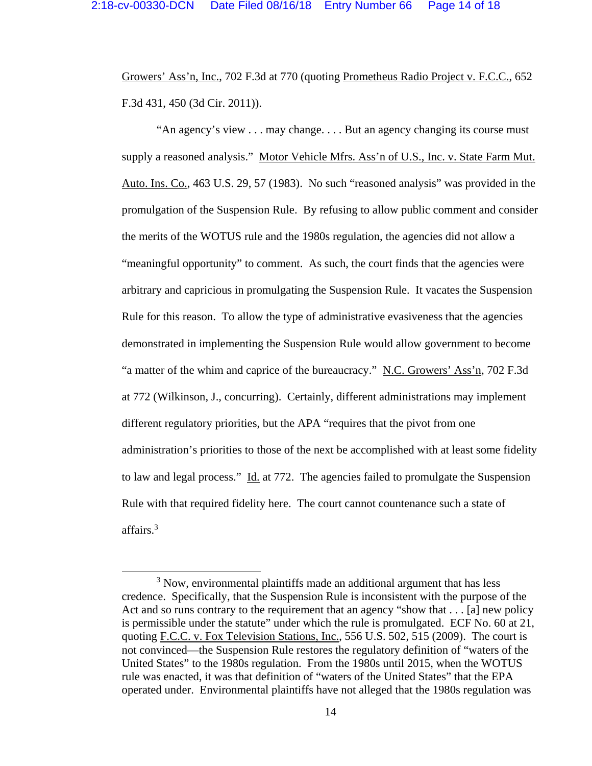Growers' Ass'n, Inc., 702 F.3d at 770 (quoting Prometheus Radio Project v. F.C.C., 652 F.3d 431, 450 (3d Cir. 2011)).

"An agency's view . . . may change. . . . But an agency changing its course must supply a reasoned analysis." Motor Vehicle Mfrs. Ass'n of U.S., Inc. v. State Farm Mut. Auto. Ins. Co., 463 U.S. 29, 57 (1983). No such "reasoned analysis" was provided in the promulgation of the Suspension Rule. By refusing to allow public comment and consider the merits of the WOTUS rule and the 1980s regulation, the agencies did not allow a "meaningful opportunity" to comment. As such, the court finds that the agencies were arbitrary and capricious in promulgating the Suspension Rule. It vacates the Suspension Rule for this reason. To allow the type of administrative evasiveness that the agencies demonstrated in implementing the Suspension Rule would allow government to become "a matter of the whim and caprice of the bureaucracy." N.C. Growers' Ass'n, 702 F.3d at 772 (Wilkinson, J., concurring). Certainly, different administrations may implement different regulatory priorities, but the APA "requires that the pivot from one administration's priorities to those of the next be accomplished with at least some fidelity to law and legal process." Id. at 772. The agencies failed to promulgate the Suspension Rule with that required fidelity here. The court cannot countenance such a state of affairs.[3]

[3] Now, environmental plaintiffs made an additional argument that has less credence. Specifically, that the Suspension Rule is inconsistent with the purpose of the Act and so runs contrary to the requirement that an agency "show that . . . [a] new policy is permissible under the statute" under which the rule is promulgated. ECF No. 60 at 21, quoting F.C.C. v. Fox Television Stations, Inc., 556 U.S. 502, 515 (2009). The court is not convinced—the Suspension Rule restores the regulatory definition of "waters of the United States" to the 1980s regulation. From the 1980s until 2015, when the WOTUS rule was enacted, it was that definition of "waters of the United States" that the EPA operated under. Environmental plaintiffs have not alleged that the 1980s regulation was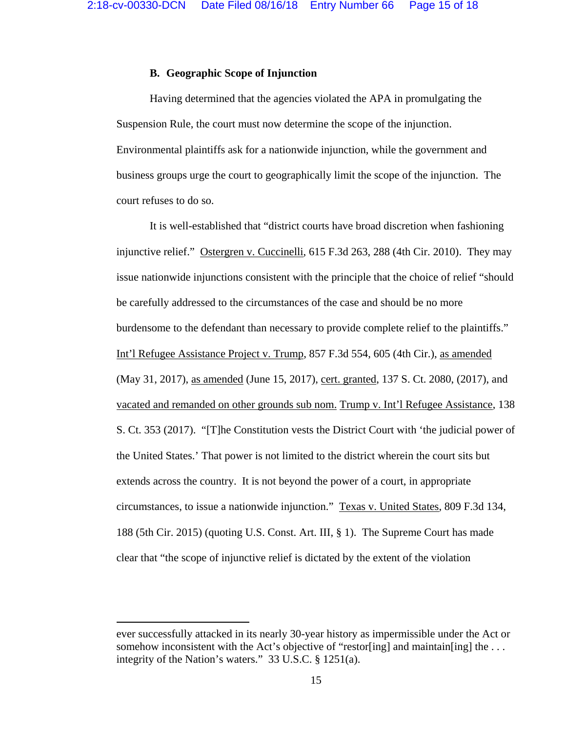### B. Geographic Scope of Injunction

Having determined that the agencies violated the APA in promulgating the Suspension Rule, the court must now determine the scope of the injunction. Environmental plaintiffs ask for a nationwide injunction, while the government and business groups urge the court to geographically limit the scope of the injunction. The court refuses to do so.

It is well-established that "district courts have broad discretion when fashioning injunctive relief." Ostergren v. Cuccinelli, 615 F.3d 263, 288 (4th Cir. 2010). They may issue nationwide injunctions consistent with the principle that the choice of relief "should be carefully addressed to the circumstances of the case and should be no more burdensome to the defendant than necessary to provide complete relief to the plaintiffs." Int'l Refugee Assistance Project v. Trump, 857 F.3d 554, 605 (4th Cir.), as amended (May 31, 2017), as amended (June 15, 2017), cert. granted, 137 S. Ct. 2080, (2017), and vacated and remanded on other grounds sub nom. Trump v. Int'l Refugee Assistance, 138 S. Ct. 353 (2017). "[T]he Constitution vests the District Court with 'the judicial power of the United States.' That power is not limited to the district wherein the court sits but extends across the country. It is not beyond the power of a court, in appropriate circumstances, to issue a nationwide injunction." Texas v. United States, 809 F.3d 134, 188 (5th Cir. 2015) (quoting U.S. Const. Art. III, § 1). The Supreme Court has made clear that "the scope of injunctive relief is dictated by the extent of the violation

---

ever successfully attacked in its nearly 30-year history as impermissible under the Act or somehow inconsistent with the Act's objective of "restor[ing] and maintain[ing] the . . . integrity of the Nation's waters." 33 U.S.C. § 1251(a).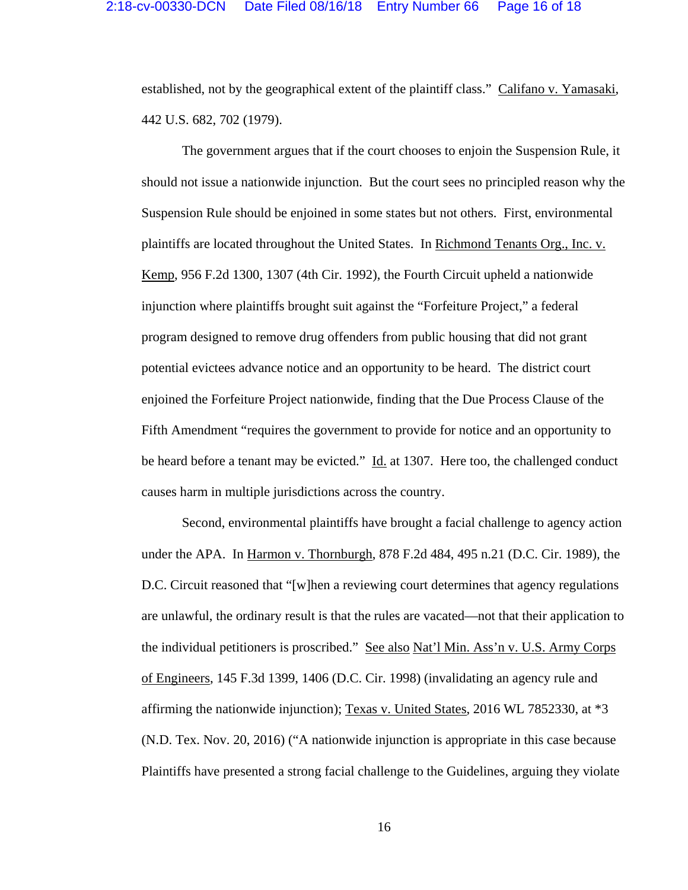established, not by the geographical extent of the plaintiff class." Califano v. Yamasaki, 442 U.S. 682, 702 (1979).

The government argues that if the court chooses to enjoin the Suspension Rule, it should not issue a nationwide injunction. But the court sees no principled reason why the Suspension Rule should be enjoined in some states but not others. First, environmental plaintiffs are located throughout the United States. In Richmond Tenants Org., Inc. v. Kemp, 956 F.2d 1300, 1307 (4th Cir. 1992), the Fourth Circuit upheld a nationwide injunction where plaintiffs brought suit against the "Forfeiture Project," a federal program designed to remove drug offenders from public housing that did not grant potential evictees advance notice and an opportunity to be heard. The district court enjoined the Forfeiture Project nationwide, finding that the Due Process Clause of the Fifth Amendment "requires the government to provide for notice and an opportunity to be heard before a tenant may be evicted." Id. at 1307. Here too, the challenged conduct causes harm in multiple jurisdictions across the country.

Second, environmental plaintiffs have brought a facial challenge to agency action under the APA. In Harmon v. Thornburgh, 878 F.2d 484, 495 n.21 (D.C. Cir. 1989), the D.C. Circuit reasoned that "[w]hen a reviewing court determines that agency regulations are unlawful, the ordinary result is that the rules are vacated—not that their application to the individual petitioners is proscribed." See also Nat'l Min. Ass'n v. U.S. Army Corps of Engineers, 145 F.3d 1399, 1406 (D.C. Cir. 1998) (invalidating an agency rule and affirming the nationwide injunction); Texas v. United States, 2016 WL 7852330, at *3 (N.D. Tex. Nov. 20, 2016) ("A nationwide injunction is appropriate in this case because Plaintiffs have presented a strong facial challenge to the Guidelines, arguing they violate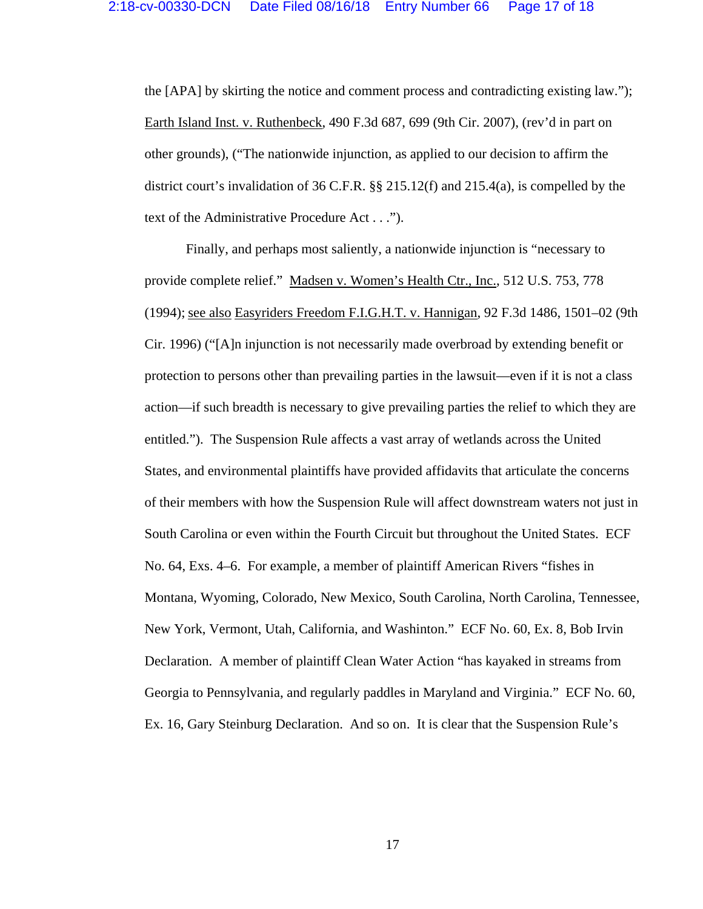the [APA] by skirting the notice and comment process and contradicting existing law."); Earth Island Inst. v. Ruthenbeck, 490 F.3d 687, 699 (9th Cir. 2007), (rev'd in part on other grounds), ("The nationwide injunction, as applied to our decision to affirm the district court's invalidation of 36 C.F.R. §§ 215.12(f) and 215.4(a), is compelled by the text of the Administrative Procedure Act . . .").

Finally, and perhaps most saliently, a nationwide injunction is "necessary to provide complete relief." Madsen v. Women's Health Ctr., Inc., 512 U.S. 753, 778 (1994); see also Easyriders Freedom F.I.G.H.T. v. Hannigan, 92 F.3d 1486, 1501–02 (9th Cir. 1996) ("[A]n injunction is not necessarily made overbroad by extending benefit or protection to persons other than prevailing parties in the lawsuit—even if it is not a class action—if such breadth is necessary to give prevailing parties the relief to which they are entitled."). The Suspension Rule affects a vast array of wetlands across the United States, and environmental plaintiffs have provided affidavits that articulate the concerns of their members with how the Suspension Rule will affect downstream waters not just in South Carolina or even within the Fourth Circuit but throughout the United States. ECF No. 64, Exs. 4–6. For example, a member of plaintiff American Rivers "fishes in Montana, Wyoming, Colorado, New Mexico, South Carolina, North Carolina, Tennessee, New York, Vermont, Utah, California, and Washinton." ECF No. 60, Ex. 8, Bob Irvin Declaration. A member of plaintiff Clean Water Action "has kayaked in streams from Georgia to Pennsylvania, and regularly paddles in Maryland and Virginia." ECF No. 60, Ex. 16, Gary Steinburg Declaration. And so on. It is clear that the Suspension Rule's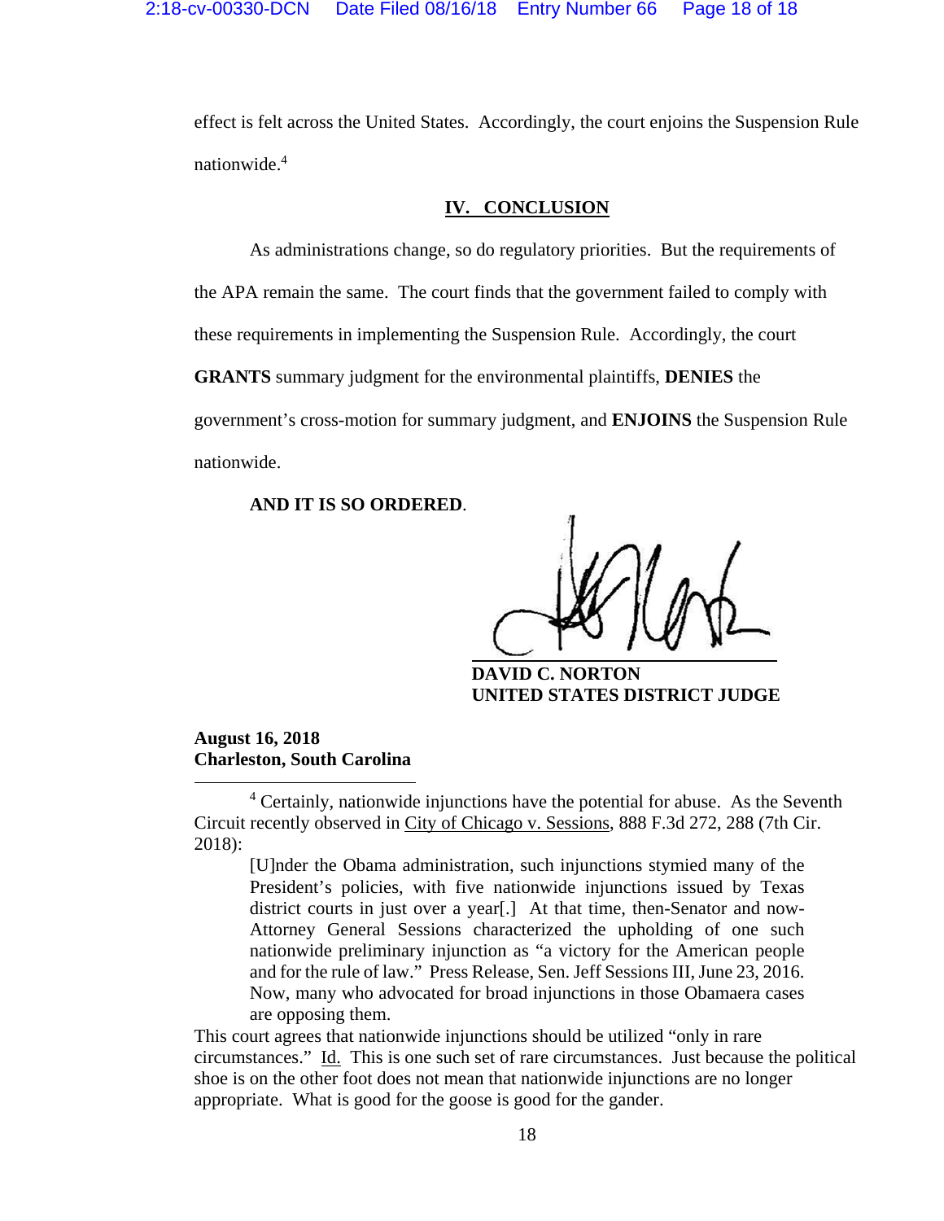effect is felt across the United States. Accordingly, the court enjoins the Suspension Rule nationwide.[4]

## IV. CONCLUSION

As administrations change, so do regulatory priorities. But the requirements of the APA remain the same. The court finds that the government failed to comply with these requirements in implementing the Suspension Rule. Accordingly, the court **GRANTS** summary judgment for the environmental plaintiffs, **DENIES** the government's cross-motion for summary judgment, and **ENJOINS** the Suspension Rule nationwide.

**AND IT IS SO ORDERED**.

**DAVID C. NORTON**
**UNITED STATES DISTRICT JUDGE**

**August 16, 2018**
**Charleston, South Carolina**

---

[4] Certainly, nationwide injunctions have the potential for abuse. As the Seventh Circuit recently observed in City of Chicago v. Sessions, 888 F.3d 272, 288 (7th Cir. 2018):

> [U]nder the Obama administration, such injunctions stymied many of the President's policies, with five nationwide injunctions issued by Texas district courts in just over a year[.] At that time, then-Senator and now-Attorney General Sessions characterized the upholding of one such nationwide preliminary injunction as "a victory for the American people and for the rule of law." Press Release, Sen. Jeff Sessions III, June 23, 2016. Now, many who advocated for broad injunctions in those Obamaera cases are opposing them.

This court agrees that nationwide injunctions should be utilized "only in rare circumstances." Id. This is one such set of rare circumstances. Just because the political shoe is on the other foot does not mean that nationwide injunctions are no longer appropriate. What is good for the goose is good for the gander.